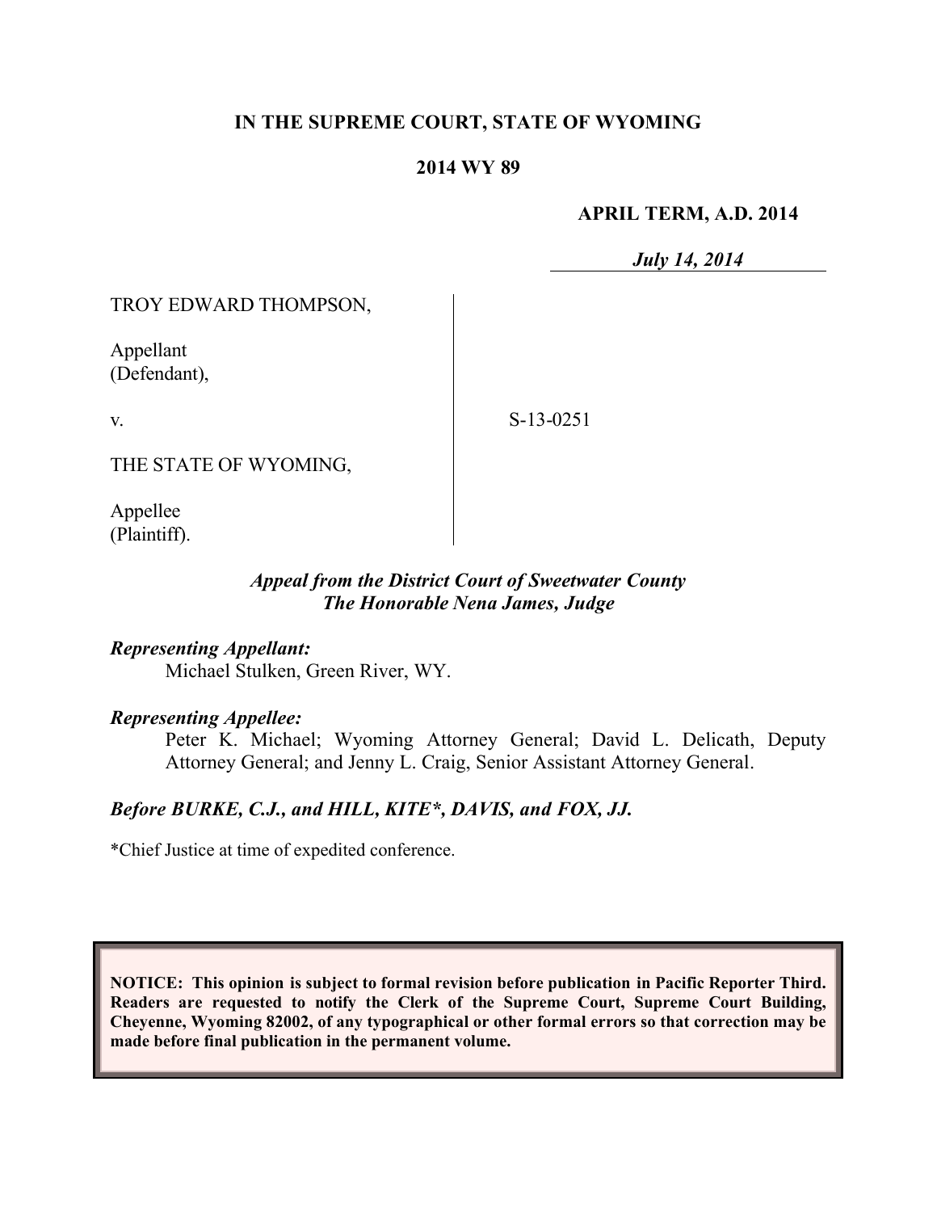**IN THE SUPREME COURT, STATE OF WYOMING**

**2014 WY 89**

**APRIL TERM, A.D. 2014**

***July 14, 2014***

TROY EDWARD THOMPSON,

Appellant
(Defendant),

v.

S-13-0251

THE STATE OF WYOMING,

Appellee
(Plaintiff).

***Appeal from the District Court of Sweetwater County***
***The Honorable Nena James, Judge***

***Representing Appellant:***
Michael Stulken, Green River, WY.

***Representing Appellee:***
Peter K. Michael; Wyoming Attorney General; David L. Delicath, Deputy Attorney General; and Jenny L. Craig, Senior Assistant Attorney General.

***Before BURKE, C.J., and HILL, KITE\*, DAVIS, and FOX, JJ.***

\*Chief Justice at time of expedited conference.

**NOTICE: This opinion is subject to formal revision before publication in Pacific Reporter Third. Readers are requested to notify the Clerk of the Supreme Court, Supreme Court Building, Cheyenne, Wyoming 82002, of any typographical or other formal errors so that correction may be made before final publication in the permanent volume.**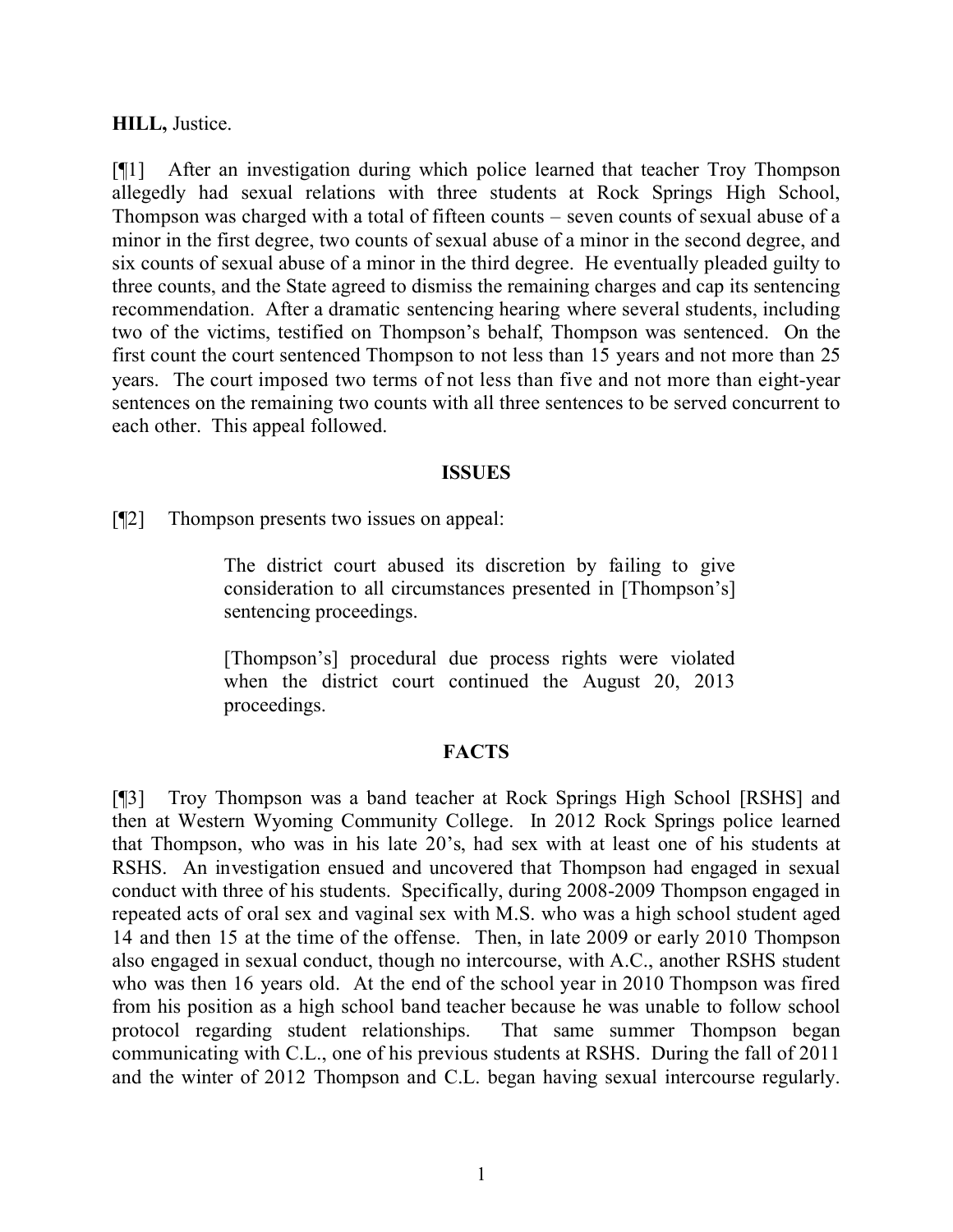**HILL,** Justice.

[¶1] After an investigation during which police learned that teacher Troy Thompson allegedly had sexual relations with three students at Rock Springs High School, Thompson was charged with a total of fifteen counts – seven counts of sexual abuse of a minor in the first degree, two counts of sexual abuse of a minor in the second degree, and six counts of sexual abuse of a minor in the third degree. He eventually pleaded guilty to three counts, and the State agreed to dismiss the remaining charges and cap its sentencing recommendation. After a dramatic sentencing hearing where several students, including two of the victims, testified on Thompson's behalf, Thompson was sentenced. On the first count the court sentenced Thompson to not less than 15 years and not more than 25 years. The court imposed two terms of not less than five and not more than eight-year sentences on the remaining two counts with all three sentences to be served concurrent to each other. This appeal followed.

## ISSUES

[¶2] Thompson presents two issues on appeal:

> The district court abused its discretion by failing to give consideration to all circumstances presented in [Thompson's] sentencing proceedings.
>
> [Thompson's] procedural due process rights were violated when the district court continued the August 20, 2013 proceedings.

## FACTS

[¶3] Troy Thompson was a band teacher at Rock Springs High School [RSHS] and then at Western Wyoming Community College. In 2012 Rock Springs police learned that Thompson, who was in his late 20's, had sex with at least one of his students at RSHS. An investigation ensued and uncovered that Thompson had engaged in sexual conduct with three of his students. Specifically, during 2008-2009 Thompson engaged in repeated acts of oral sex and vaginal sex with M.S. who was a high school student aged 14 and then 15 at the time of the offense. Then, in late 2009 or early 2010 Thompson also engaged in sexual conduct, though no intercourse, with A.C., another RSHS student who was then 16 years old. At the end of the school year in 2010 Thompson was fired from his position as a high school band teacher because he was unable to follow school protocol regarding student relationships. That same summer Thompson began communicating with C.L., one of his previous students at RSHS. During the fall of 2011 and the winter of 2012 Thompson and C.L. began having sexual intercourse regularly.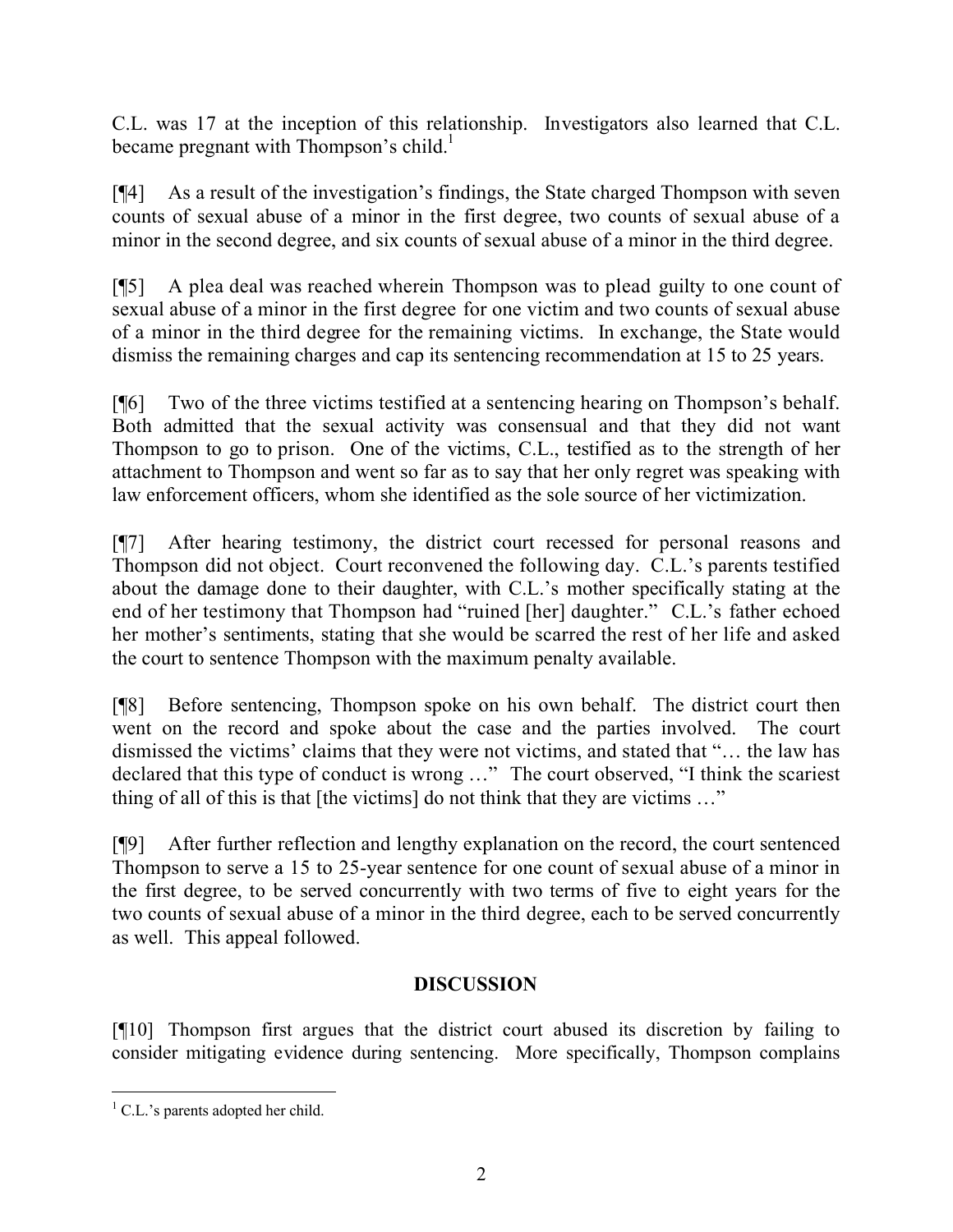C.L. was 17 at the inception of this relationship. Investigators also learned that C.L. became pregnant with Thompson's child.[1]

[¶4] As a result of the investigation's findings, the State charged Thompson with seven counts of sexual abuse of a minor in the first degree, two counts of sexual abuse of a minor in the second degree, and six counts of sexual abuse of a minor in the third degree.

[¶5] A plea deal was reached wherein Thompson was to plead guilty to one count of sexual abuse of a minor in the first degree for one victim and two counts of sexual abuse of a minor in the third degree for the remaining victims. In exchange, the State would dismiss the remaining charges and cap its sentencing recommendation at 15 to 25 years.

[¶6] Two of the three victims testified at a sentencing hearing on Thompson's behalf. Both admitted that the sexual activity was consensual and that they did not want Thompson to go to prison. One of the victims, C.L., testified as to the strength of her attachment to Thompson and went so far as to say that her only regret was speaking with law enforcement officers, whom she identified as the sole source of her victimization.

[¶7] After hearing testimony, the district court recessed for personal reasons and Thompson did not object. Court reconvened the following day. C.L.'s parents testified about the damage done to their daughter, with C.L.'s mother specifically stating at the end of her testimony that Thompson had "ruined [her] daughter." C.L.'s father echoed her mother's sentiments, stating that she would be scarred the rest of her life and asked the court to sentence Thompson with the maximum penalty available.

[¶8] Before sentencing, Thompson spoke on his own behalf. The district court then went on the record and spoke about the case and the parties involved. The court dismissed the victims' claims that they were not victims, and stated that "… the law has declared that this type of conduct is wrong …" The court observed, "I think the scariest thing of all of this is that [the victims] do not think that they are victims …"

[¶9] After further reflection and lengthy explanation on the record, the court sentenced Thompson to serve a 15 to 25-year sentence for one count of sexual abuse of a minor in the first degree, to be served concurrently with two terms of five to eight years for the two counts of sexual abuse of a minor in the third degree, each to be served concurrently as well. This appeal followed.

## DISCUSSION

[¶10] Thompson first argues that the district court abused its discretion by failing to consider mitigating evidence during sentencing. More specifically, Thompson complains

---

[1] C.L.'s parents adopted her child.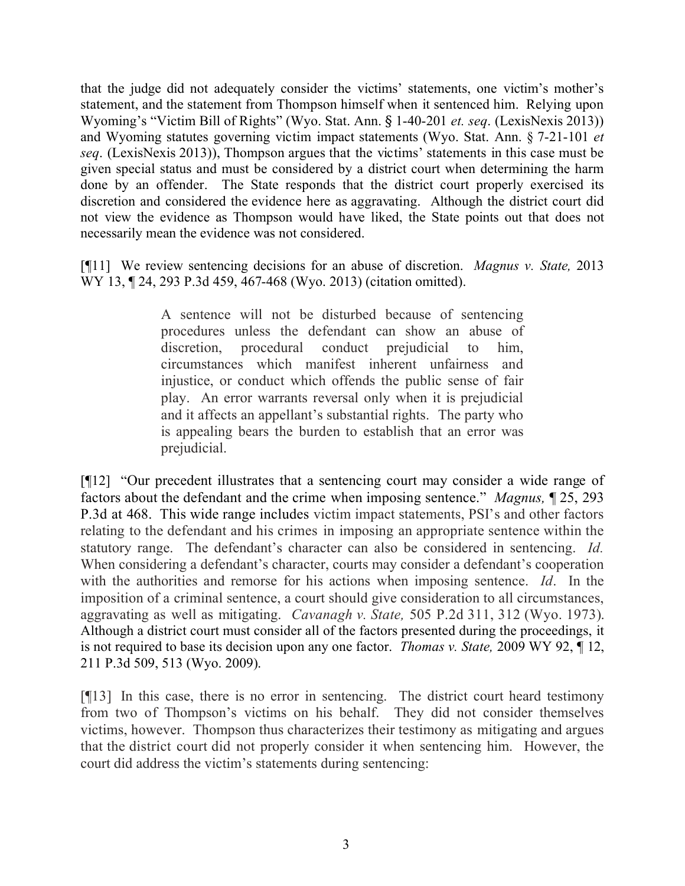that the judge did not adequately consider the victims' statements, one victim's mother's statement, and the statement from Thompson himself when it sentenced him. Relying upon Wyoming's "Victim Bill of Rights" (Wyo. Stat. Ann. § 1-40-201 *et. seq*. (LexisNexis 2013)) and Wyoming statutes governing victim impact statements (Wyo. Stat. Ann. § 7-21-101 *et seq*. (LexisNexis 2013)), Thompson argues that the victims' statements in this case must be given special status and must be considered by a district court when determining the harm done by an offender. The State responds that the district court properly exercised its discretion and considered the evidence here as aggravating. Although the district court did not view the evidence as Thompson would have liked, the State points out that does not necessarily mean the evidence was not considered.

[¶11] We review sentencing decisions for an abuse of discretion. *Magnus v. State,* 2013 WY 13, ¶ 24, 293 P.3d 459, 467-468 (Wyo. 2013) (citation omitted).

> A sentence will not be disturbed because of sentencing procedures unless the defendant can show an abuse of discretion, procedural conduct prejudicial to him, circumstances which manifest inherent unfairness and injustice, or conduct which offends the public sense of fair play. An error warrants reversal only when it is prejudicial and it affects an appellant's substantial rights. The party who is appealing bears the burden to establish that an error was prejudicial.

[¶12] "Our precedent illustrates that a sentencing court may consider a wide range of factors about the defendant and the crime when imposing sentence." *Magnus,* ¶ 25, 293 P.3d at 468. This wide range includes victim impact statements, PSI's and other factors relating to the defendant and his crimes in imposing an appropriate sentence within the statutory range. The defendant's character can also be considered in sentencing. *Id.* When considering a defendant's character, courts may consider a defendant's cooperation with the authorities and remorse for his actions when imposing sentence. *Id*. In the imposition of a criminal sentence, a court should give consideration to all circumstances, aggravating as well as mitigating. *Cavanagh v. State,* 505 P.2d 311, 312 (Wyo. 1973). Although a district court must consider all of the factors presented during the proceedings, it is not required to base its decision upon any one factor. *Thomas v. State,* 2009 WY 92, ¶ 12, 211 P.3d 509, 513 (Wyo. 2009).

[¶13] In this case, there is no error in sentencing. The district court heard testimony from two of Thompson's victims on his behalf. They did not consider themselves victims, however. Thompson thus characterizes their testimony as mitigating and argues that the district court did not properly consider it when sentencing him. However, the court did address the victim's statements during sentencing: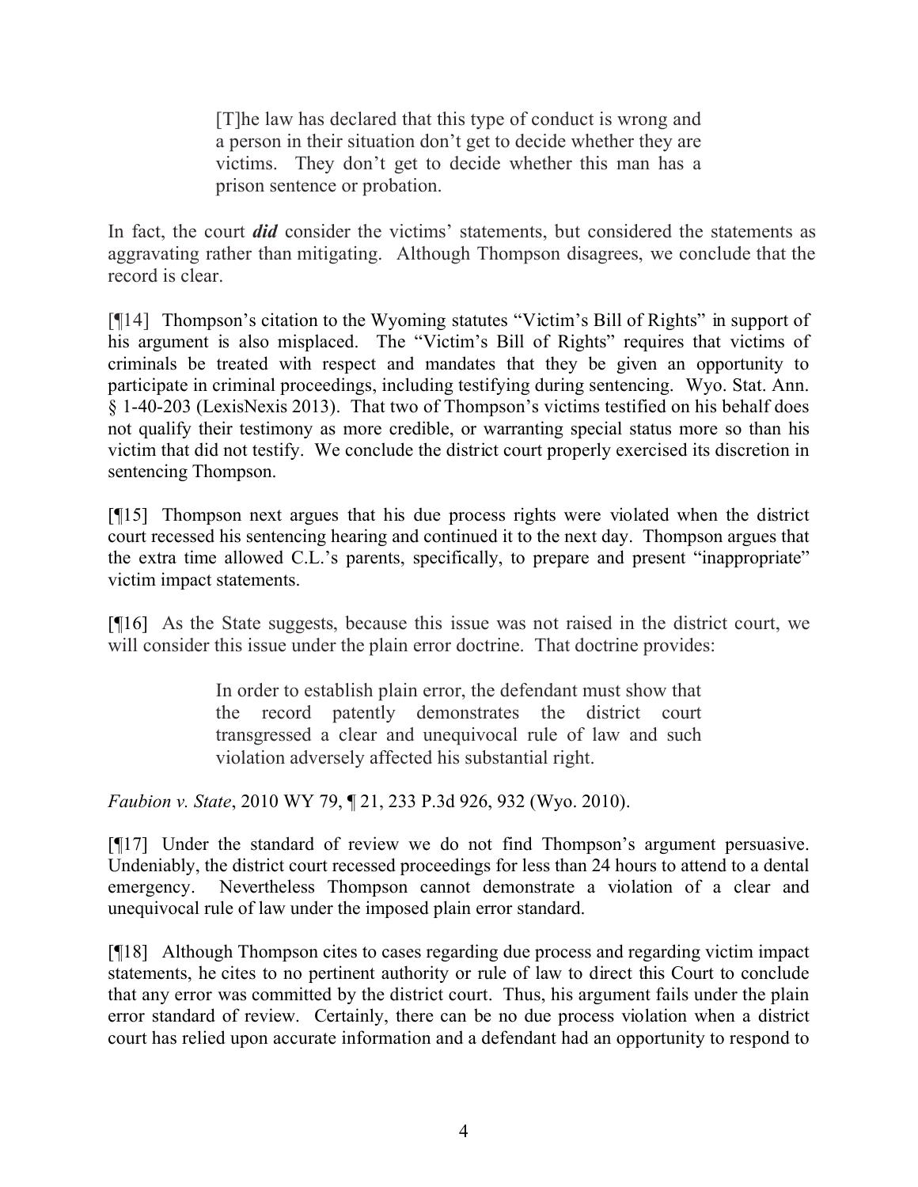> [T]he law has declared that this type of conduct is wrong and a person in their situation don't get to decide whether they are victims. They don't get to decide whether this man has a prison sentence or probation.

In fact, the court ***did*** consider the victims' statements, but considered the statements as aggravating rather than mitigating. Although Thompson disagrees, we conclude that the record is clear.

[¶14] Thompson's citation to the Wyoming statutes "Victim's Bill of Rights" in support of his argument is also misplaced. The "Victim's Bill of Rights" requires that victims of criminals be treated with respect and mandates that they be given an opportunity to participate in criminal proceedings, including testifying during sentencing. Wyo. Stat. Ann. § 1-40-203 (LexisNexis 2013). That two of Thompson's victims testified on his behalf does not qualify their testimony as more credible, or warranting special status more so than his victim that did not testify. We conclude the district court properly exercised its discretion in sentencing Thompson.

[¶15] Thompson next argues that his due process rights were violated when the district court recessed his sentencing hearing and continued it to the next day. Thompson argues that the extra time allowed C.L.'s parents, specifically, to prepare and present "inappropriate" victim impact statements.

[¶16] As the State suggests, because this issue was not raised in the district court, we will consider this issue under the plain error doctrine. That doctrine provides:

> In order to establish plain error, the defendant must show that the record patently demonstrates the district court transgressed a clear and unequivocal rule of law and such violation adversely affected his substantial right.

*Faubion v. State*, 2010 WY 79, ¶ 21, 233 P.3d 926, 932 (Wyo. 2010).

[¶17] Under the standard of review we do not find Thompson's argument persuasive. Undeniably, the district court recessed proceedings for less than 24 hours to attend to a dental emergency. Nevertheless Thompson cannot demonstrate a violation of a clear and unequivocal rule of law under the imposed plain error standard.

[¶18] Although Thompson cites to cases regarding due process and regarding victim impact statements, he cites to no pertinent authority or rule of law to direct this Court to conclude that any error was committed by the district court. Thus, his argument fails under the plain error standard of review. Certainly, there can be no due process violation when a district court has relied upon accurate information and a defendant had an opportunity to respond to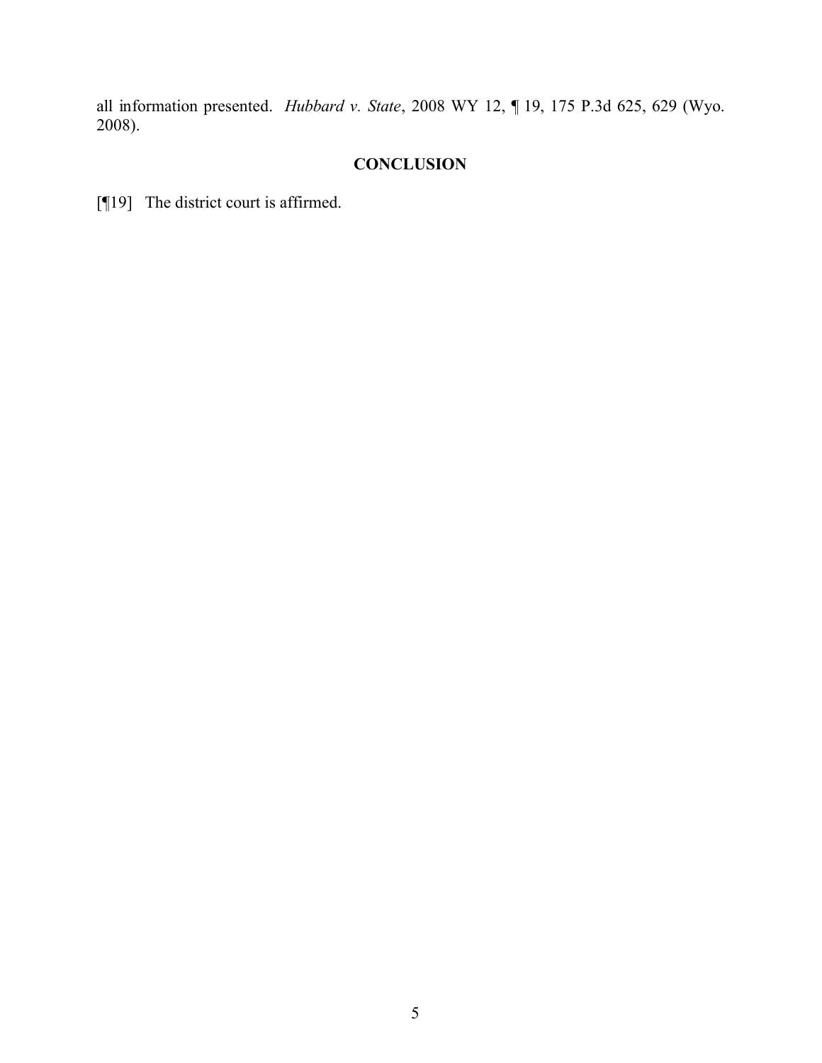all information presented. *Hubbard v. State*, 2008 WY 12, ¶ 19, 175 P.3d 625, 629 (Wyo. 2008).

## CONCLUSION

[¶19] The district court is affirmed.